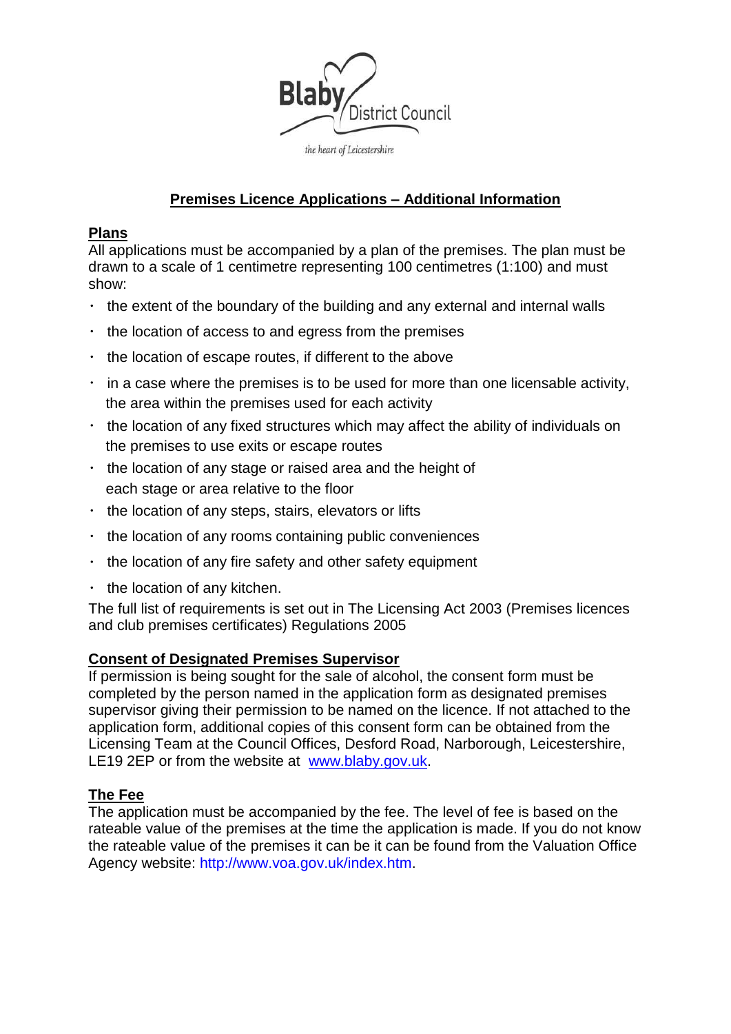Blaby District Council

*the heart of Leicestershire*

# Premises Licence Applications – Additional Information

## Plans

All applications must be accompanied by a plan of the premises. The plan must be drawn to a scale of 1 centimetre representing 100 centimetres (1:100) and must show:

- the extent of the boundary of the building and any external and internal walls
- the location of access to and egress from the premises
- the location of escape routes, if different to the above
- in a case where the premises is to be used for more than one licensable activity, the area within the premises used for each activity
- the location of any fixed structures which may affect the ability of individuals on the premises to use exits or escape routes
- the location of any stage or raised area and the height of each stage or area relative to the floor
- the location of any steps, stairs, elevators or lifts
- the location of any rooms containing public conveniences
- the location of any fire safety and other safety equipment
- the location of any kitchen.

The full list of requirements is set out in The Licensing Act 2003 (Premises licences and club premises certificates) Regulations 2005

## Consent of Designated Premises Supervisor

If permission is being sought for the sale of alcohol, the consent form must be completed by the person named in the application form as designated premises supervisor giving their permission to be named on the licence. If not attached to the application form, additional copies of this consent form can be obtained from the Licensing Team at the Council Offices, Desford Road, Narborough, Leicestershire, LE19 2EP or from the website at www.blaby.gov.uk.

## The Fee

The application must be accompanied by the fee. The level of fee is based on the rateable value of the premises at the time the application is made. If you do not know the rateable value of the premises it can be it can be found from the Valuation Office Agency website: http://www.voa.gov.uk/index.htm.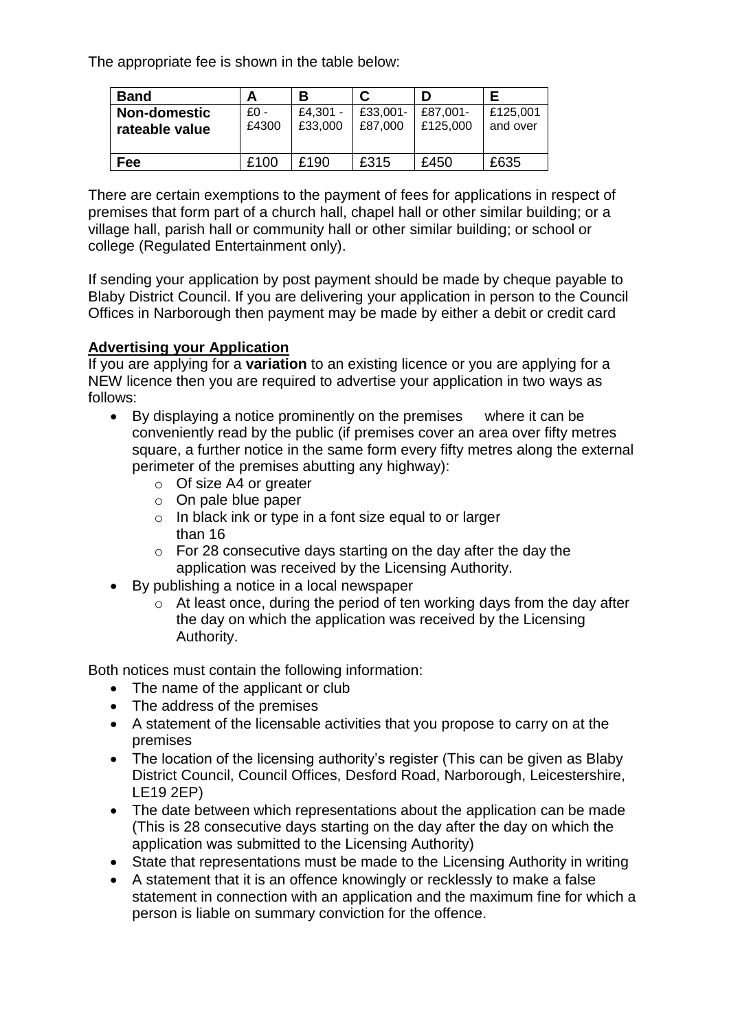The appropriate fee is shown in the table below:

| Band | A | B | C | D | E |
|---|---|---|---|---|---|
| Non-domestic rateable value | £0 - £4300 | £4,301 - £33,000 | £33,001- £87,000 | £87,001- £125,000 | £125,001 and over |
| Fee | £100 | £190 | £315 | £450 | £635 |

There are certain exemptions to the payment of fees for applications in respect of premises that form part of a church hall, chapel hall or other similar building; or a village hall, parish hall or community hall or other similar building; or school or college (Regulated Entertainment only).

If sending your application by post payment should be made by cheque payable to Blaby District Council. If you are delivering your application in person to the Council Offices in Narborough then payment may be made by either a debit or credit card

**Advertising your Application**

If you are applying for a **variation** to an existing licence or you are applying for a NEW licence then you are required to advertise your application in two ways as follows:

- By displaying a notice prominently on the premises where it can be conveniently read by the public (if premises cover an area over fifty metres square, a further notice in the same form every fifty metres along the external perimeter of the premises abutting any highway):
  - Of size A4 or greater
  - On pale blue paper
  - In black ink or type in a font size equal to or larger than 16
  - For 28 consecutive days starting on the day after the day the application was received by the Licensing Authority.
- By publishing a notice in a local newspaper
  - At least once, during the period of ten working days from the day after the day on which the application was received by the Licensing Authority.

Both notices must contain the following information:

- The name of the applicant or club
- The address of the premises
- A statement of the licensable activities that you propose to carry on at the premises
- The location of the licensing authority's register (This can be given as Blaby District Council, Council Offices, Desford Road, Narborough, Leicestershire, LE19 2EP)
- The date between which representations about the application can be made (This is 28 consecutive days starting on the day after the day on which the application was submitted to the Licensing Authority)
- State that representations must be made to the Licensing Authority in writing
- A statement that it is an offence knowingly or recklessly to make a false statement in connection with an application and the maximum fine for which a person is liable on summary conviction for the offence.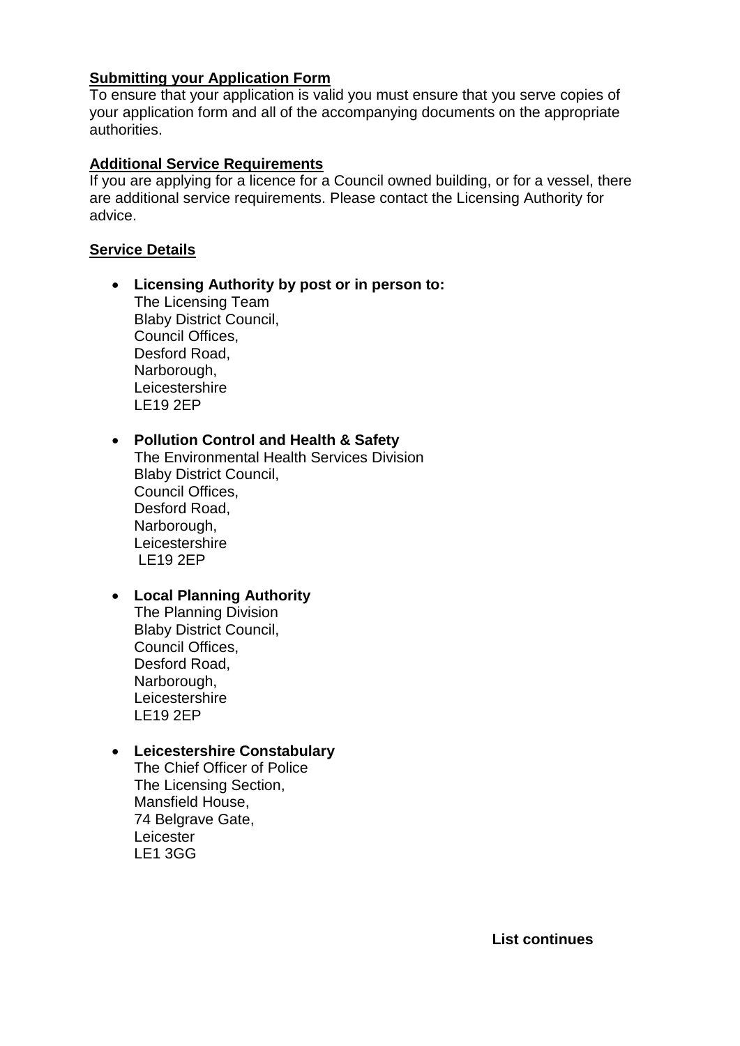**Submitting your Application Form**

To ensure that your application is valid you must ensure that you serve copies of your application form and all of the accompanying documents on the appropriate authorities.

**Additional Service Requirements**

If you are applying for a licence for a Council owned building, or for a vessel, there are additional service requirements. Please contact the Licensing Authority for advice.

**Service Details**

- **Licensing Authority by post or in person to:**
  The Licensing Team
  Blaby District Council,
  Council Offices,
  Desford Road,
  Narborough,
  Leicestershire
  LE19 2EP

- **Pollution Control and Health & Safety**
  The Environmental Health Services Division
  Blaby District Council,
  Council Offices,
  Desford Road,
  Narborough,
  Leicestershire
  LE19 2EP

- **Local Planning Authority**
  The Planning Division
  Blaby District Council,
  Council Offices,
  Desford Road,
  Narborough,
  Leicestershire
  LE19 2EP

- **Leicestershire Constabulary**
  The Chief Officer of Police
  The Licensing Section,
  Mansfield House,
  74 Belgrave Gate,
  Leicester
  LE1 3GG

**List continues**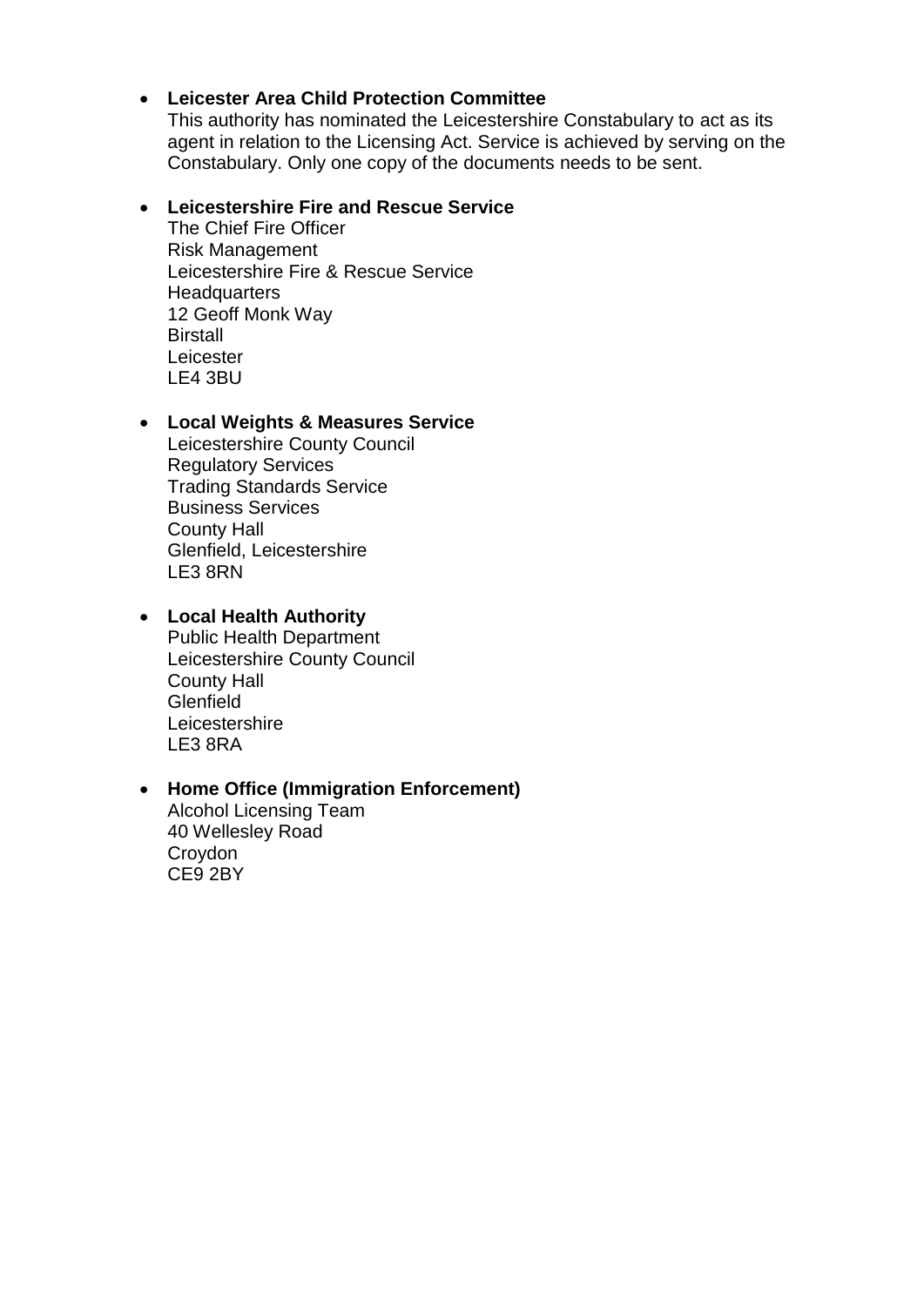- **Leicester Area Child Protection Committee**
  This authority has nominated the Leicestershire Constabulary to act as its agent in relation to the Licensing Act. Service is achieved by serving on the Constabulary. Only one copy of the documents needs to be sent.

- **Leicestershire Fire and Rescue Service**
  The Chief Fire Officer
  Risk Management
  Leicestershire Fire & Rescue Service
  Headquarters
  12 Geoff Monk Way
  Birstall
  Leicester
  LE4 3BU

- **Local Weights & Measures Service**
  Leicestershire County Council
  Regulatory Services
  Trading Standards Service
  Business Services
  County Hall
  Glenfield, Leicestershire
  LE3 8RN

- **Local Health Authority**
  Public Health Department
  Leicestershire County Council
  County Hall
  Glenfield
  Leicestershire
  LE3 8RA

- **Home Office (Immigration Enforcement)**
  Alcohol Licensing Team
  40 Wellesley Road
  Croydon
  CE9 2BY